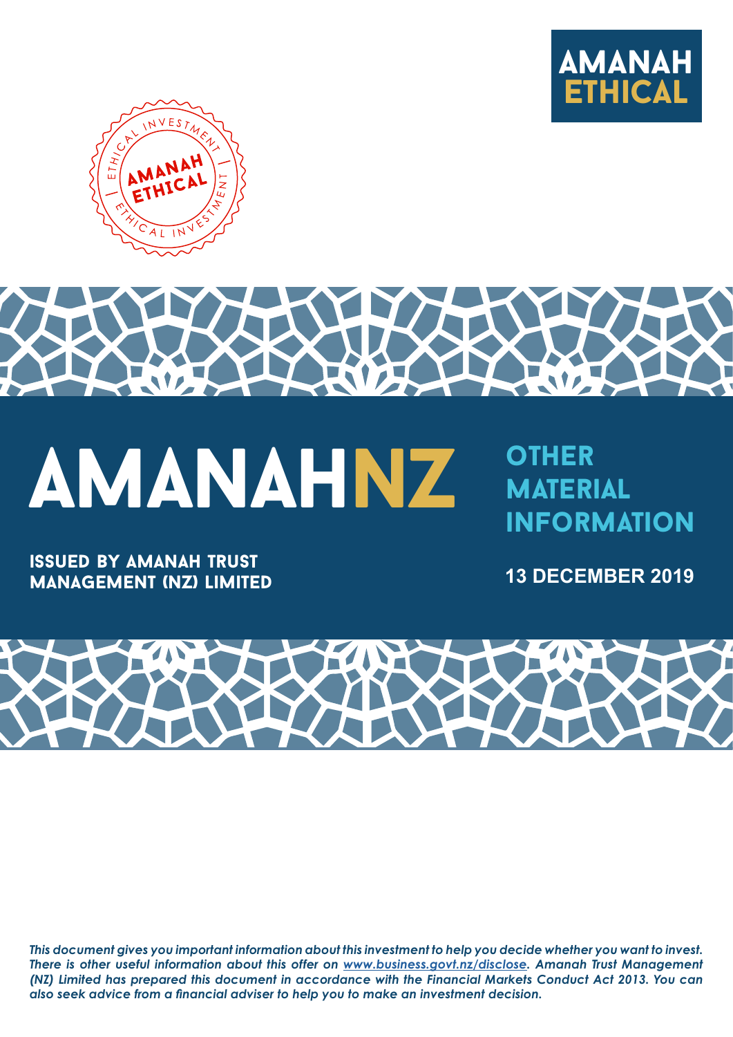AMANAH ETHICAL

# AMANAHNZ

## OTHER MATERIAL INFORMATION

**ISSUED BY AMANAH TRUST MANAGEMENT (NZ) LIMITED**

**13 DECEMBER 2019**

***This document gives you important information about this investment to help you decide whether you want to invest. There is other useful information about this offer on [www.business.govt.nz/disclose](www.business.govt.nz/disclose). Amanah Trust Management (NZ) Limited has prepared this document in accordance with the Financial Markets Conduct Act 2013. You can also seek advice from a financial adviser to help you to make an investment decision.***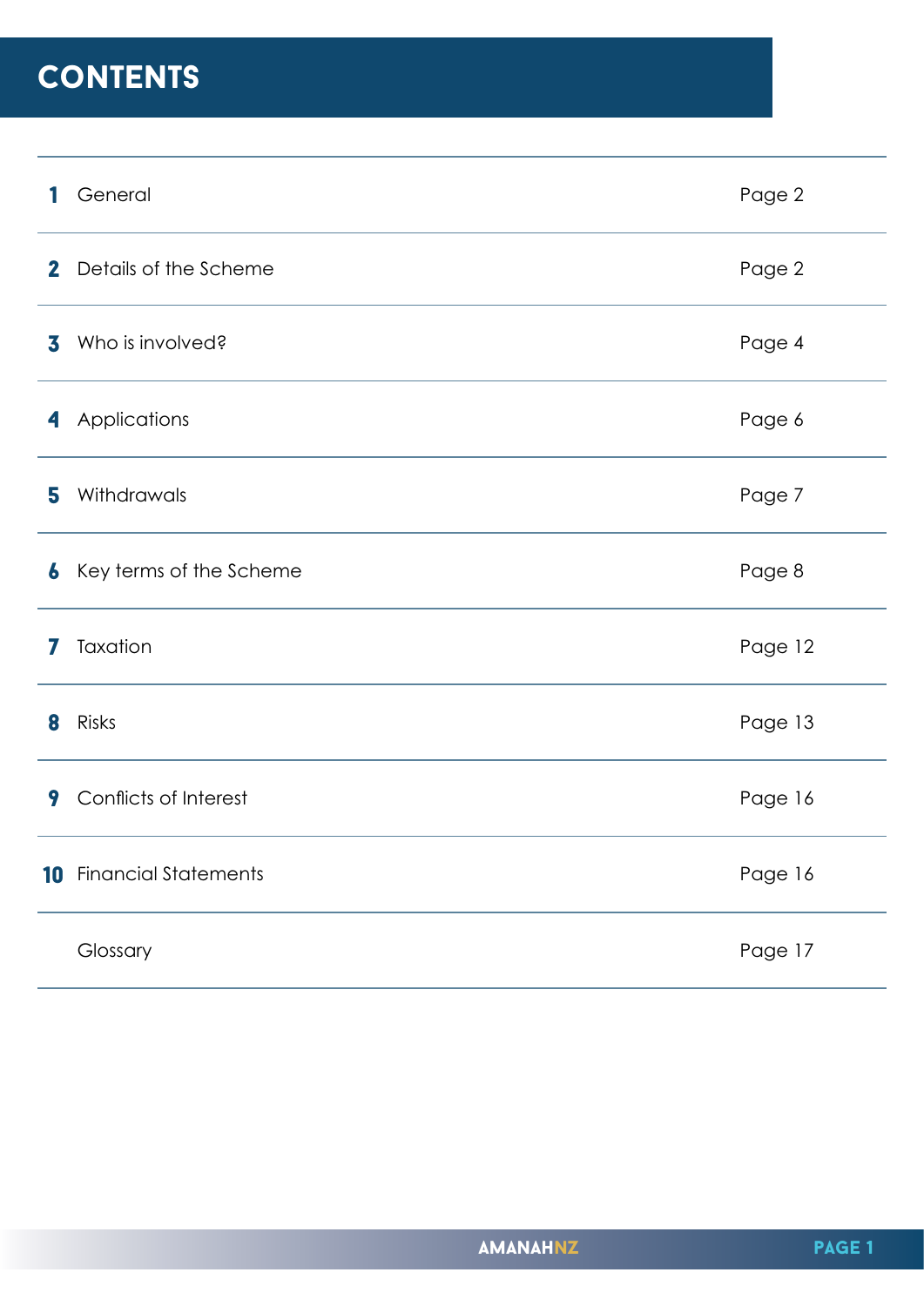# CONTENTS

| | | |
|---|---|---|
| **1** | General | Page 2 |
| **2** | Details of the Scheme | Page 2 |
| **3** | Who is involved? | Page 4 |
| **4** | Applications | Page 6 |
| **5** | Withdrawals | Page 7 |
| **6** | Key terms of the Scheme | Page 8 |
| **7** | Taxation | Page 12 |
| **8** | Risks | Page 13 |
| **9** | Conflicts of Interest | Page 16 |
| **10** | Financial Statements | Page 16 |
| | Glossary | Page 17 |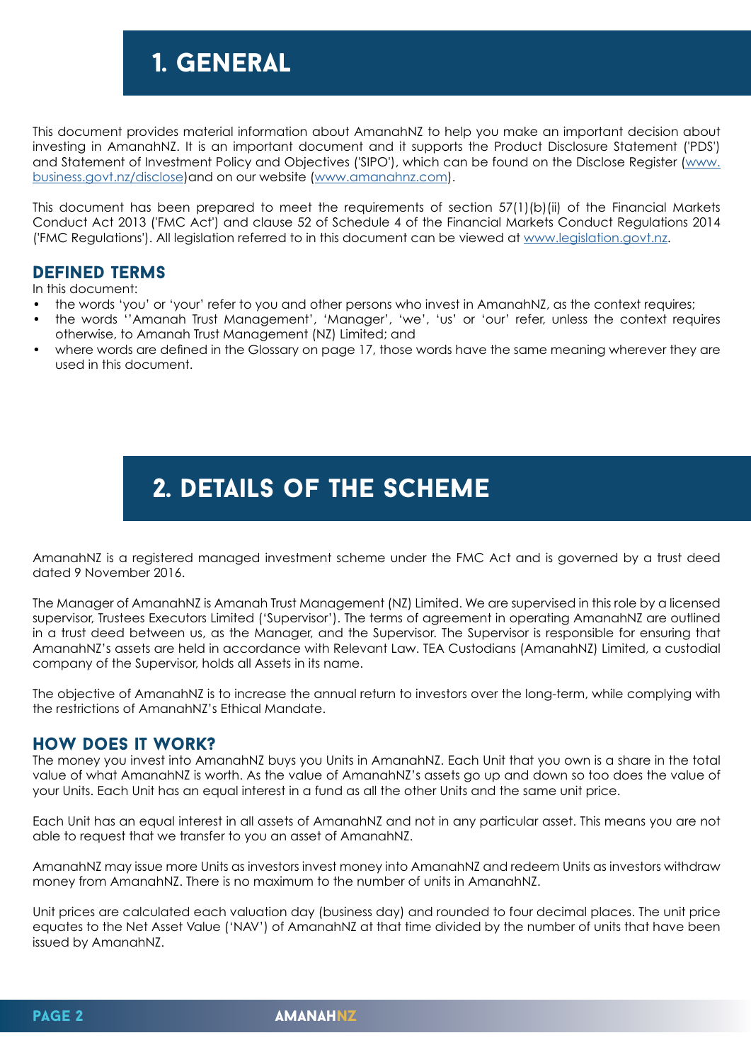# 1. GENERAL

This document provides material information about AmanahNZ to help you make an important decision about investing in AmanahNZ. It is an important document and it supports the Product Disclosure Statement ('PDS') and Statement of Investment Policy and Objectives ('SIPO'), which can be found on the Disclose Register ([www.business.govt.nz/disclose](www.business.govt.nz/disclose))and on our website ([www.amanahnz.com](www.amanahnz.com)).

This document has been prepared to meet the requirements of section 57(1)(b)(ii) of the Financial Markets Conduct Act 2013 ('FMC Act') and clause 52 of Schedule 4 of the Financial Markets Conduct Regulations 2014 ('FMC Regulations'). All legislation referred to in this document can be viewed at [www.legislation.govt.nz](www.legislation.govt.nz).

## DEFINED TERMS

In this document:

- the words 'you' or 'your' refer to you and other persons who invest in AmanahNZ, as the context requires;
- the words ''Amanah Trust Management', 'Manager', 'we', 'us' or 'our' refer, unless the context requires otherwise, to Amanah Trust Management (NZ) Limited; and
- where words are defined in the Glossary on page 17, those words have the same meaning wherever they are used in this document.

# 2. DETAILS OF THE SCHEME

AmanahNZ is a registered managed investment scheme under the FMC Act and is governed by a trust deed dated 9 November 2016.

The Manager of AmanahNZ is Amanah Trust Management (NZ) Limited. We are supervised in this role by a licensed supervisor, Trustees Executors Limited ('Supervisor'). The terms of agreement in operating AmanahNZ are outlined in a trust deed between us, as the Manager, and the Supervisor. The Supervisor is responsible for ensuring that AmanahNZ's assets are held in accordance with Relevant Law. TEA Custodians (AmanahNZ) Limited, a custodial company of the Supervisor, holds all Assets in its name.

The objective of AmanahNZ is to increase the annual return to investors over the long-term, while complying with the restrictions of AmanahNZ's Ethical Mandate.

## HOW DOES IT WORK?

The money you invest into AmanahNZ buys you Units in AmanahNZ. Each Unit that you own is a share in the total value of what AmanahNZ is worth. As the value of AmanahNZ's assets go up and down so too does the value of your Units. Each Unit has an equal interest in a fund as all the other Units and the same unit price.

Each Unit has an equal interest in all assets of AmanahNZ and not in any particular asset. This means you are not able to request that we transfer to you an asset of AmanahNZ.

AmanahNZ may issue more Units as investors invest money into AmanahNZ and redeem Units as investors withdraw money from AmanahNZ. There is no maximum to the number of units in AmanahNZ.

Unit prices are calculated each valuation day (business day) and rounded to four decimal places. The unit price equates to the Net Asset Value ('NAV') of AmanahNZ at that time divided by the number of units that have been issued by AmanahNZ.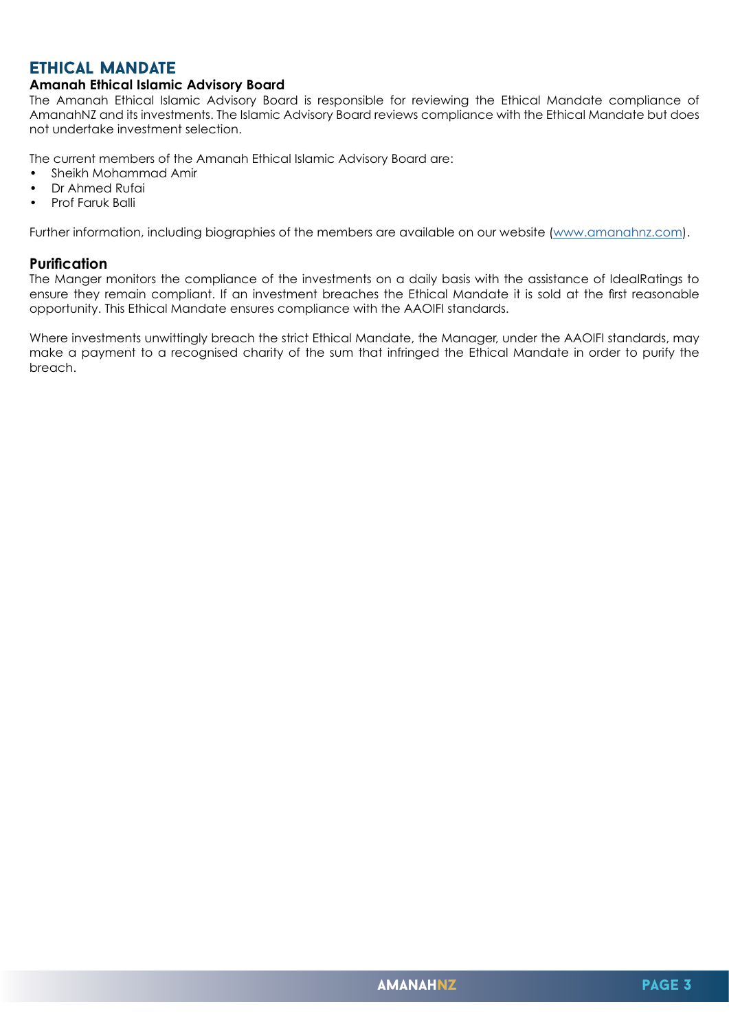## ETHICAL MANDATE

### Amanah Ethical Islamic Advisory Board

The Amanah Ethical Islamic Advisory Board is responsible for reviewing the Ethical Mandate compliance of AmanahNZ and its investments. The Islamic Advisory Board reviews compliance with the Ethical Mandate but does not undertake investment selection.

The current members of the Amanah Ethical Islamic Advisory Board are:

- Sheikh Mohammad Amir
- Dr Ahmed Rufai
- Prof Faruk Balli

Further information, including biographies of the members are available on our website (www.amanahnz.com).

### Purification

The Manger monitors the compliance of the investments on a daily basis with the assistance of IdealRatings to ensure they remain compliant. If an investment breaches the Ethical Mandate it is sold at the first reasonable opportunity. This Ethical Mandate ensures compliance with the AAOIFI standards.

Where investments unwittingly breach the strict Ethical Mandate, the Manager, under the AAOIFI standards, may make a payment to a recognised charity of the sum that infringed the Ethical Mandate in order to purify the breach.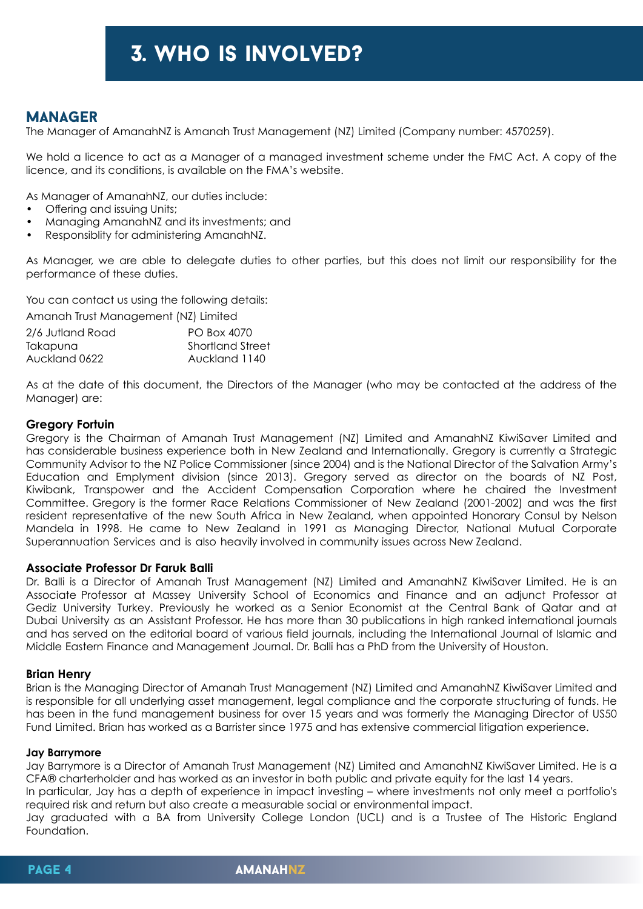# 3. WHO IS INVOLVED?

## MANAGER

The Manager of AmanahNZ is Amanah Trust Management (NZ) Limited (Company number: 4570259).

We hold a licence to act as a Manager of a managed investment scheme under the FMC Act. A copy of the licence, and its conditions, is available on the FMA's website.

As Manager of AmanahNZ, our duties include:

- Offering and issuing Units;
- Managing AmanahNZ and its investments; and
- Responsiblity for administering AmanahNZ.

As Manager, we are able to delegate duties to other parties, but this does not limit our responsibility for the performance of these duties.

You can contact us using the following details:

Amanah Trust Management (NZ) Limited

| | |
|---|---|
| 2/6 Jutland Road | PO Box 4070 |
| Takapuna | Shortland Street |
| Auckland 0622 | Auckland 1140 |

As at the date of this document, the Directors of the Manager (who may be contacted at the address of the Manager) are:

**Gregory Fortuin**

Gregory is the Chairman of Amanah Trust Management (NZ) Limited and AmanahNZ KiwiSaver Limited and has considerable business experience both in New Zealand and Internationally. Gregory is currently a Strategic Community Advisor to the NZ Police Commissioner (since 2004) and is the National Director of the Salvation Army's Education and Emplyment division (since 2013). Gregory served as director on the boards of NZ Post, Kiwibank, Transpower and the Accident Compensation Corporation where he chaired the Investment Committee. Gregory is the former Race Relations Commissioner of New Zealand (2001-2002) and was the first resident representative of the new South Africa in New Zealand, when appointed Honorary Consul by Nelson Mandela in 1998. He came to New Zealand in 1991 as Managing Director, National Mutual Corporate Superannuation Services and is also heavily involved in community issues across New Zealand.

**Associate Professor Dr Faruk Balli**

Dr. Balli is a Director of Amanah Trust Management (NZ) Limited and AmanahNZ KiwiSaver Limited. He is an Associate Professor at Massey University School of Economics and Finance and an adjunct Professor at Gediz University Turkey. Previously he worked as a Senior Economist at the Central Bank of Qatar and at Dubai University as an Assistant Professor. He has more than 30 publications in high ranked international journals and has served on the editorial board of various field journals, including the International Journal of Islamic and Middle Eastern Finance and Management Journal. Dr. Balli has a PhD from the University of Houston.

**Brian Henry**

Brian is the Managing Director of Amanah Trust Management (NZ) Limited and AmanahNZ KiwiSaver Limited and is responsible for all underlying asset management, legal compliance and the corporate structuring of funds. He has been in the fund management business for over 15 years and was formerly the Managing Director of US50 Fund Limited. Brian has worked as a Barrister since 1975 and has extensive commercial litigation experience.

**Jay Barrymore**

Jay Barrymore is a Director of Amanah Trust Management (NZ) Limited and AmanahNZ KiwiSaver Limited. He is a CFA® charterholder and has worked as an investor in both public and private equity for the last 14 years.
In particular, Jay has a depth of experience in impact investing – where investments not only meet a portfolio's required risk and return but also create a measurable social or environmental impact.
Jay graduated with a BA from University College London (UCL) and is a Trustee of The Historic England Foundation.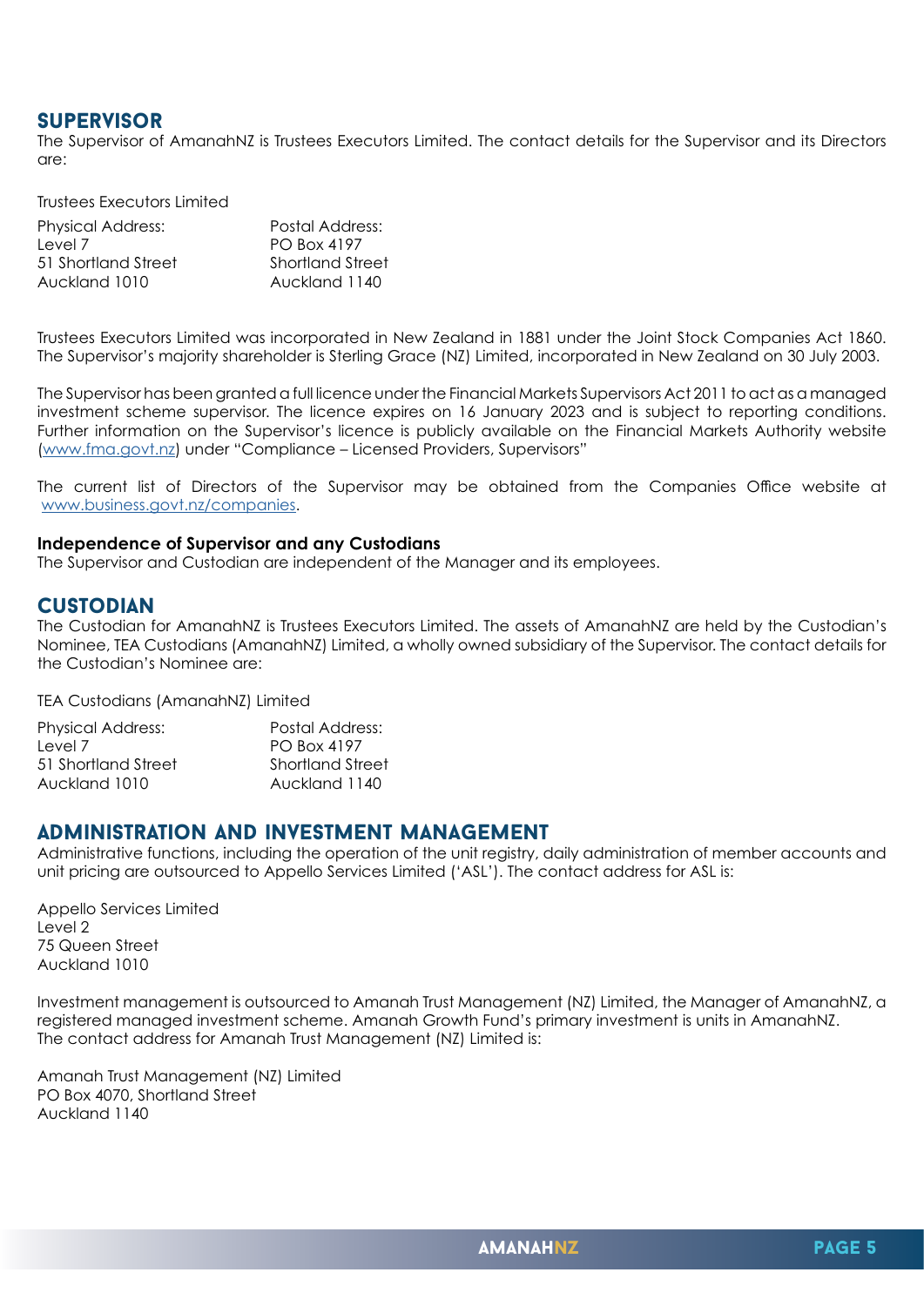## SUPERVISOR

The Supervisor of AmanahNZ is Trustees Executors Limited. The contact details for the Supervisor and its Directors are:

Trustees Executors Limited

| Physical Address: | Postal Address: |
|---|---|
| Level 7 | PO Box 4197 |
| 51 Shortland Street | Shortland Street |
| Auckland 1010 | Auckland 1140 |

Trustees Executors Limited was incorporated in New Zealand in 1881 under the Joint Stock Companies Act 1860. The Supervisor's majority shareholder is Sterling Grace (NZ) Limited, incorporated in New Zealand on 30 July 2003.

The Supervisor has been granted a full licence under the Financial Markets Supervisors Act 2011 to act as a managed investment scheme supervisor. The licence expires on 16 January 2023 and is subject to reporting conditions. Further information on the Supervisor's licence is publicly available on the Financial Markets Authority website (www.fma.govt.nz) under "Compliance – Licensed Providers, Supervisors"

The current list of Directors of the Supervisor may be obtained from the Companies Office website at www.business.govt.nz/companies.

**Independence of Supervisor and any Custodians**

The Supervisor and Custodian are independent of the Manager and its employees.

## CUSTODIAN

The Custodian for AmanahNZ is Trustees Executors Limited. The assets of AmanahNZ are held by the Custodian's Nominee, TEA Custodians (AmanahNZ) Limited, a wholly owned subsidiary of the Supervisor. The contact details for the Custodian's Nominee are:

TEA Custodians (AmanahNZ) Limited

| Physical Address: | Postal Address: |
|---|---|
| Level 7 | PO Box 4197 |
| 51 Shortland Street | Shortland Street |
| Auckland 1010 | Auckland 1140 |

## ADMINISTRATION AND INVESTMENT MANAGEMENT

Administrative functions, including the operation of the unit registry, daily administration of member accounts and unit pricing are outsourced to Appello Services Limited ('ASL'). The contact address for ASL is:

Appello Services Limited
Level 2
75 Queen Street
Auckland 1010

Investment management is outsourced to Amanah Trust Management (NZ) Limited, the Manager of AmanahNZ, a registered managed investment scheme. Amanah Growth Fund's primary investment is units in AmanahNZ.
The contact address for Amanah Trust Management (NZ) Limited is:

Amanah Trust Management (NZ) Limited
PO Box 4070, Shortland Street
Auckland 1140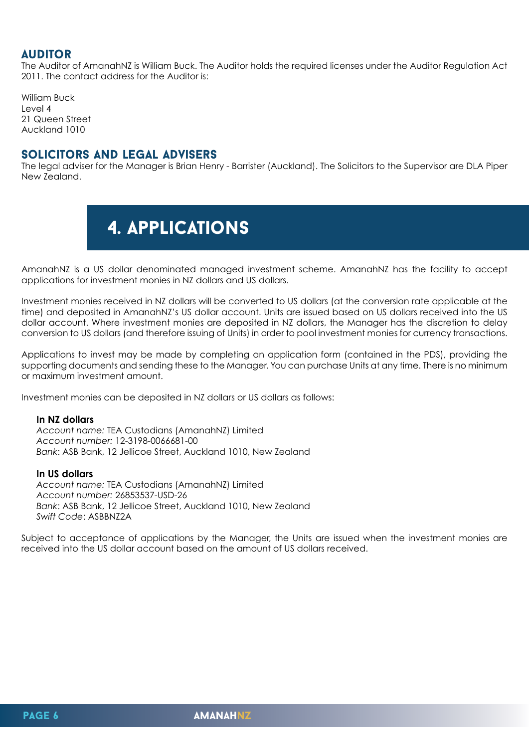## AUDITOR

The Auditor of AmanahNZ is William Buck. The Auditor holds the required licenses under the Auditor Regulation Act 2011. The contact address for the Auditor is:

William Buck
Level 4
21 Queen Street
Auckland 1010

## SOLICITORS AND LEGAL ADVISERS

The legal adviser for the Manager is Brian Henry - Barrister (Auckland). The Solicitors to the Supervisor are DLA Piper New Zealand.

# 4. APPLICATIONS

AmanahNZ is a US dollar denominated managed investment scheme. AmanahNZ has the facility to accept applications for investment monies in NZ dollars and US dollars.

Investment monies received in NZ dollars will be converted to US dollars (at the conversion rate applicable at the time) and deposited in AmanahNZ's US dollar account. Units are issued based on US dollars received into the US dollar account. Where investment monies are deposited in NZ dollars, the Manager has the discretion to delay conversion to US dollars (and therefore issuing of Units) in order to pool investment monies for currency transactions.

Applications to invest may be made by completing an application form (contained in the PDS), providing the supporting documents and sending these to the Manager. You can purchase Units at any time. There is no minimum or maximum investment amount.

Investment monies can be deposited in NZ dollars or US dollars as follows:

**In NZ dollars**
*Account name:* TEA Custodians (AmanahNZ) Limited
*Account number:* 12-3198-0066681-00
*Bank*: ASB Bank, 12 Jellicoe Street, Auckland 1010, New Zealand

**In US dollars**
*Account name:* TEA Custodians (AmanahNZ) Limited
*Account number:* 26853537-USD-26
*Bank*: ASB Bank, 12 Jellicoe Street, Auckland 1010, New Zealand
*Swift Code*: ASBBNZ2A

Subject to acceptance of applications by the Manager, the Units are issued when the investment monies are received into the US dollar account based on the amount of US dollars received.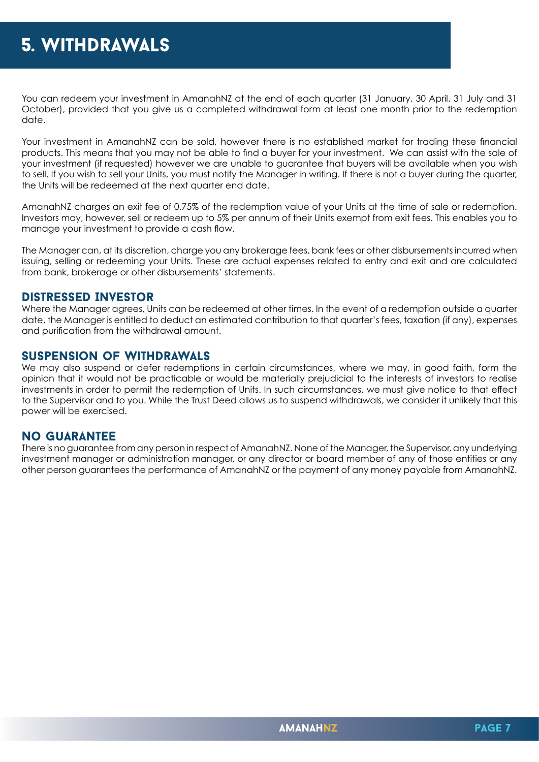# 5. WITHDRAWALS

You can redeem your investment in AmanahNZ at the end of each quarter (31 January, 30 April, 31 July and 31 October), provided that you give us a completed withdrawal form at least one month prior to the redemption date.

Your investment in AmanahNZ can be sold, however there is no established market for trading these financial products. This means that you may not be able to find a buyer for your investment. We can assist with the sale of your investment (if requested) however we are unable to guarantee that buyers will be available when you wish to sell. If you wish to sell your Units, you must notify the Manager in writing. If there is not a buyer during the quarter, the Units will be redeemed at the next quarter end date.

AmanahNZ charges an exit fee of 0.75% of the redemption value of your Units at the time of sale or redemption. Investors may, however, sell or redeem up to 5% per annum of their Units exempt from exit fees. This enables you to manage your investment to provide a cash flow.

The Manager can, at its discretion, charge you any brokerage fees, bank fees or other disbursements incurred when issuing, selling or redeeming your Units. These are actual expenses related to entry and exit and are calculated from bank, brokerage or other disbursements' statements.

## DISTRESSED INVESTOR

Where the Manager agrees, Units can be redeemed at other times. In the event of a redemption outside a quarter date, the Manager is entitled to deduct an estimated contribution to that quarter's fees, taxation (if any), expenses and purification from the withdrawal amount.

## SUSPENSION OF WITHDRAWALS

We may also suspend or defer redemptions in certain circumstances, where we may, in good faith, form the opinion that it would not be practicable or would be materially prejudicial to the interests of investors to realise investments in order to permit the redemption of Units. In such circumstances, we must give notice to that effect to the Supervisor and to you. While the Trust Deed allows us to suspend withdrawals, we consider it unlikely that this power will be exercised.

## NO GUARANTEE

There is no guarantee from any person in respect of AmanahNZ. None of the Manager, the Supervisor, any underlying investment manager or administration manager, or any director or board member of any of those entities or any other person guarantees the performance of AmanahNZ or the payment of any money payable from AmanahNZ.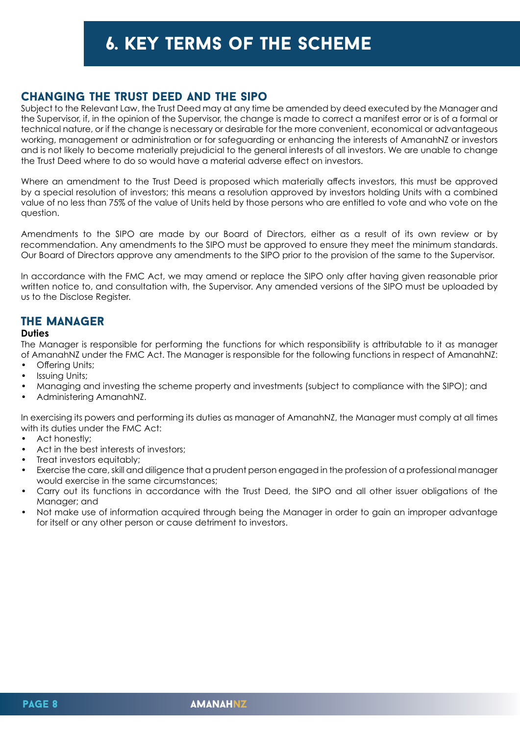# 6. KEY TERMS OF THE SCHEME

## CHANGING THE TRUST DEED AND THE SIPO

Subject to the Relevant Law, the Trust Deed may at any time be amended by deed executed by the Manager and the Supervisor, if, in the opinion of the Supervisor, the change is made to correct a manifest error or is of a formal or technical nature, or if the change is necessary or desirable for the more convenient, economical or advantageous working, management or administration or for safeguarding or enhancing the interests of AmanahNZ or investors and is not likely to become materially prejudicial to the general interests of all investors. We are unable to change the Trust Deed where to do so would have a material adverse effect on investors.

Where an amendment to the Trust Deed is proposed which materially affects investors, this must be approved by a special resolution of investors; this means a resolution approved by investors holding Units with a combined value of no less than 75% of the value of Units held by those persons who are entitled to vote and who vote on the question.

Amendments to the SIPO are made by our Board of Directors, either as a result of its own review or by recommendation. Any amendments to the SIPO must be approved to ensure they meet the minimum standards. Our Board of Directors approve any amendments to the SIPO prior to the provision of the same to the Supervisor.

In accordance with the FMC Act, we may amend or replace the SIPO only after having given reasonable prior written notice to, and consultation with, the Supervisor. Any amended versions of the SIPO must be uploaded by us to the Disclose Register.

## THE MANAGER

**Duties**

The Manager is responsible for performing the functions for which responsibility is attributable to it as manager of AmanahNZ under the FMC Act. The Manager is responsible for the following functions in respect of AmanahNZ:

- Offering Units;
- Issuing Units;
- Managing and investing the scheme property and investments (subject to compliance with the SIPO); and
- Administering AmanahNZ.

In exercising its powers and performing its duties as manager of AmanahNZ, the Manager must comply at all times with its duties under the FMC Act:

- Act honestly;
- Act in the best interests of investors;
- Treat investors equitably;
- Exercise the care, skill and diligence that a prudent person engaged in the profession of a professional manager would exercise in the same circumstances;
- Carry out its functions in accordance with the Trust Deed, the SIPO and all other issuer obligations of the Manager; and
- Not make use of information acquired through being the Manager in order to gain an improper advantage for itself or any other person or cause detriment to investors.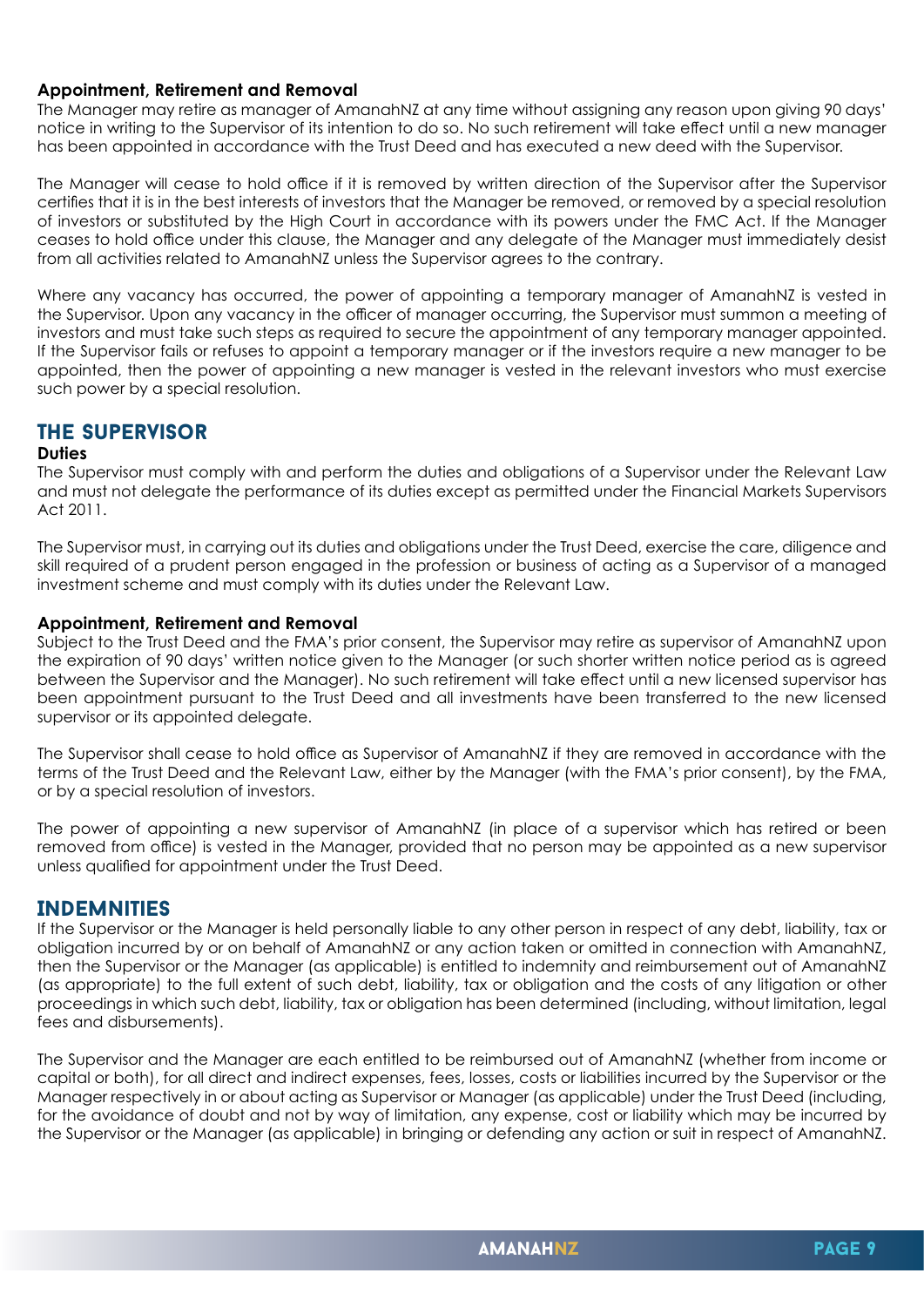### Appointment, Retirement and Removal

The Manager may retire as manager of AmanahNZ at any time without assigning any reason upon giving 90 days' notice in writing to the Supervisor of its intention to do so. No such retirement will take effect until a new manager has been appointed in accordance with the Trust Deed and has executed a new deed with the Supervisor.

The Manager will cease to hold office if it is removed by written direction of the Supervisor after the Supervisor certifies that it is in the best interests of investors that the Manager be removed, or removed by a special resolution of investors or substituted by the High Court in accordance with its powers under the FMC Act. If the Manager ceases to hold office under this clause, the Manager and any delegate of the Manager must immediately desist from all activities related to AmanahNZ unless the Supervisor agrees to the contrary.

Where any vacancy has occurred, the power of appointing a temporary manager of AmanahNZ is vested in the Supervisor. Upon any vacancy in the officer of manager occurring, the Supervisor must summon a meeting of investors and must take such steps as required to secure the appointment of any temporary manager appointed. If the Supervisor fails or refuses to appoint a temporary manager or if the investors require a new manager to be appointed, then the power of appointing a new manager is vested in the relevant investors who must exercise such power by a special resolution.

## THE SUPERVISOR

### Duties

The Supervisor must comply with and perform the duties and obligations of a Supervisor under the Relevant Law and must not delegate the performance of its duties except as permitted under the Financial Markets Supervisors Act 2011.

The Supervisor must, in carrying out its duties and obligations under the Trust Deed, exercise the care, diligence and skill required of a prudent person engaged in the profession or business of acting as a Supervisor of a managed investment scheme and must comply with its duties under the Relevant Law.

### Appointment, Retirement and Removal

Subject to the Trust Deed and the FMA's prior consent, the Supervisor may retire as supervisor of AmanahNZ upon the expiration of 90 days' written notice given to the Manager (or such shorter written notice period as is agreed between the Supervisor and the Manager). No such retirement will take effect until a new licensed supervisor has been appointment pursuant to the Trust Deed and all investments have been transferred to the new licensed supervisor or its appointed delegate.

The Supervisor shall cease to hold office as Supervisor of AmanahNZ if they are removed in accordance with the terms of the Trust Deed and the Relevant Law, either by the Manager (with the FMA's prior consent), by the FMA, or by a special resolution of investors.

The power of appointing a new supervisor of AmanahNZ (in place of a supervisor which has retired or been removed from office) is vested in the Manager, provided that no person may be appointed as a new supervisor unless qualified for appointment under the Trust Deed.

## INDEMNITIES

If the Supervisor or the Manager is held personally liable to any other person in respect of any debt, liability, tax or obligation incurred by or on behalf of AmanahNZ or any action taken or omitted in connection with AmanahNZ, then the Supervisor or the Manager (as applicable) is entitled to indemnity and reimbursement out of AmanahNZ (as appropriate) to the full extent of such debt, liability, tax or obligation and the costs of any litigation or other proceedings in which such debt, liability, tax or obligation has been determined (including, without limitation, legal fees and disbursements).

The Supervisor and the Manager are each entitled to be reimbursed out of AmanahNZ (whether from income or capital or both), for all direct and indirect expenses, fees, losses, costs or liabilities incurred by the Supervisor or the Manager respectively in or about acting as Supervisor or Manager (as applicable) under the Trust Deed (including, for the avoidance of doubt and not by way of limitation, any expense, cost or liability which may be incurred by the Supervisor or the Manager (as applicable) in bringing or defending any action or suit in respect of AmanahNZ.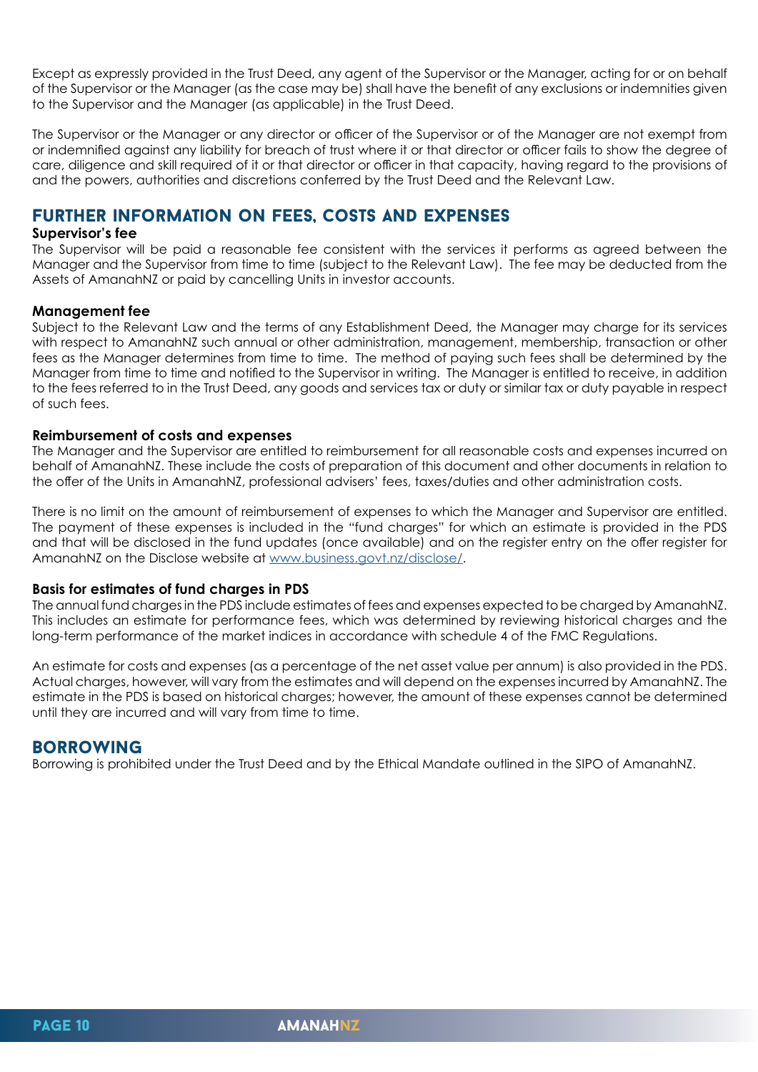Except as expressly provided in the Trust Deed, any agent of the Supervisor or the Manager, acting for or on behalf of the Supervisor or the Manager (as the case may be) shall have the benefit of any exclusions or indemnities given to the Supervisor and the Manager (as applicable) in the Trust Deed.

The Supervisor or the Manager or any director or officer of the Supervisor or of the Manager are not exempt from or indemnified against any liability for breach of trust where it or that director or officer fails to show the degree of care, diligence and skill required of it or that director or officer in that capacity, having regard to the provisions of and the powers, authorities and discretions conferred by the Trust Deed and the Relevant Law.

## FURTHER INFORMATION ON FEES, COSTS AND EXPENSES

**Supervisor's fee**

The Supervisor will be paid a reasonable fee consistent with the services it performs as agreed between the Manager and the Supervisor from time to time (subject to the Relevant Law). The fee may be deducted from the Assets of AmanahNZ or paid by cancelling Units in investor accounts.

**Management fee**

Subject to the Relevant Law and the terms of any Establishment Deed, the Manager may charge for its services with respect to AmanahNZ such annual or other administration, management, membership, transaction or other fees as the Manager determines from time to time. The method of paying such fees shall be determined by the Manager from time to time and notified to the Supervisor in writing. The Manager is entitled to receive, in addition to the fees referred to in the Trust Deed, any goods and services tax or duty or similar tax or duty payable in respect of such fees.

**Reimbursement of costs and expenses**

The Manager and the Supervisor are entitled to reimbursement for all reasonable costs and expenses incurred on behalf of AmanahNZ. These include the costs of preparation of this document and other documents in relation to the offer of the Units in AmanahNZ, professional advisers' fees, taxes/duties and other administration costs.

There is no limit on the amount of reimbursement of expenses to which the Manager and Supervisor are entitled. The payment of these expenses is included in the "fund charges" for which an estimate is provided in the PDS and that will be disclosed in the fund updates (once available) and on the register entry on the offer register for AmanahNZ on the Disclose website at [www.business.govt.nz/disclose/](www.business.govt.nz/disclose/).

**Basis for estimates of fund charges in PDS**

The annual fund charges in the PDS include estimates of fees and expenses expected to be charged by AmanahNZ. This includes an estimate for performance fees, which was determined by reviewing historical charges and the long-term performance of the market indices in accordance with schedule 4 of the FMC Regulations.

An estimate for costs and expenses (as a percentage of the net asset value per annum) is also provided in the PDS. Actual charges, however, will vary from the estimates and will depend on the expenses incurred by AmanahNZ. The estimate in the PDS is based on historical charges; however, the amount of these expenses cannot be determined until they are incurred and will vary from time to time.

## BORROWING

Borrowing is prohibited under the Trust Deed and by the Ethical Mandate outlined in the SIPO of AmanahNZ.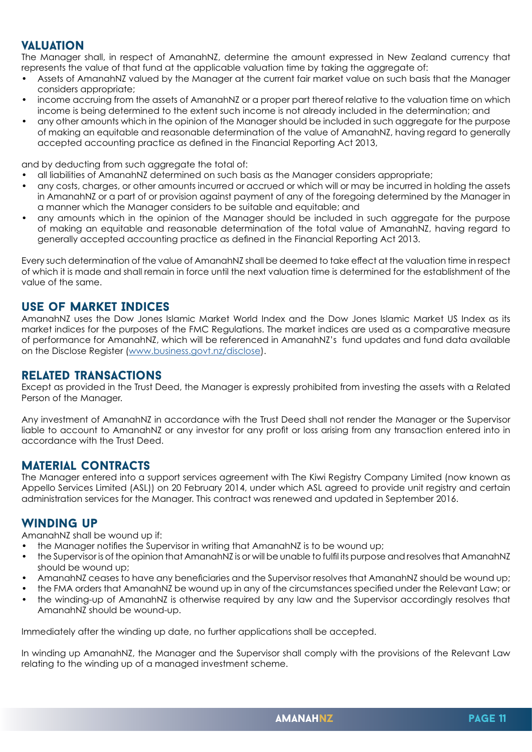## VALUATION

The Manager shall, in respect of AmanahNZ, determine the amount expressed in New Zealand currency that represents the value of that fund at the applicable valuation time by taking the aggregate of:

- Assets of AmanahNZ valued by the Manager at the current fair market value on such basis that the Manager considers appropriate;
- income accruing from the assets of AmanahNZ or a proper part thereof relative to the valuation time on which income is being determined to the extent such income is not already included in the determination; and
- any other amounts which in the opinion of the Manager should be included in such aggregate for the purpose of making an equitable and reasonable determination of the value of AmanahNZ, having regard to generally accepted accounting practice as defined in the Financial Reporting Act 2013,

and by deducting from such aggregate the total of:

- all liabilities of AmanahNZ determined on such basis as the Manager considers appropriate;
- any costs, charges, or other amounts incurred or accrued or which will or may be incurred in holding the assets in AmanahNZ or a part of or provision against payment of any of the foregoing determined by the Manager in a manner which the Manager considers to be suitable and equitable; and
- any amounts which in the opinion of the Manager should be included in such aggregate for the purpose of making an equitable and reasonable determination of the total value of AmanahNZ, having regard to generally accepted accounting practice as defined in the Financial Reporting Act 2013.

Every such determination of the value of AmanahNZ shall be deemed to take effect at the valuation time in respect of which it is made and shall remain in force until the next valuation time is determined for the establishment of the value of the same.

## USE OF MARKET INDICES

AmanahNZ uses the Dow Jones Islamic Market World Index and the Dow Jones Islamic Market US Index as its market indices for the purposes of the FMC Regulations. The market indices are used as a comparative measure of performance for AmanahNZ, which will be referenced in AmanahNZ's fund updates and fund data available on the Disclose Register (www.business.govt.nz/disclose).

## RELATED TRANSACTIONS

Except as provided in the Trust Deed, the Manager is expressly prohibited from investing the assets with a Related Person of the Manager.

Any investment of AmanahNZ in accordance with the Trust Deed shall not render the Manager or the Supervisor liable to account to AmanahNZ or any investor for any profit or loss arising from any transaction entered into in accordance with the Trust Deed.

## MATERIAL CONTRACTS

The Manager entered into a support services agreement with The Kiwi Registry Company Limited (now known as Appello Services Limited (ASL)) on 20 February 2014, under which ASL agreed to provide unit registry and certain administration services for the Manager. This contract was renewed and updated in September 2016.

## WINDING UP

AmanahNZ shall be wound up if:

- the Manager notifies the Supervisor in writing that AmanahNZ is to be wound up;
- the Supervisor is of the opinion that AmanahNZ is or will be unable to fulfil its purpose and resolves that AmanahNZ should be wound up;
- AmanahNZ ceases to have any beneficiaries and the Supervisor resolves that AmanahNZ should be wound up;
- the FMA orders that AmanahNZ be wound up in any of the circumstances specified under the Relevant Law; or
- the winding-up of AmanahNZ is otherwise required by any law and the Supervisor accordingly resolves that AmanahNZ should be wound-up.

Immediately after the winding up date, no further applications shall be accepted.

In winding up AmanahNZ, the Manager and the Supervisor shall comply with the provisions of the Relevant Law relating to the winding up of a managed investment scheme.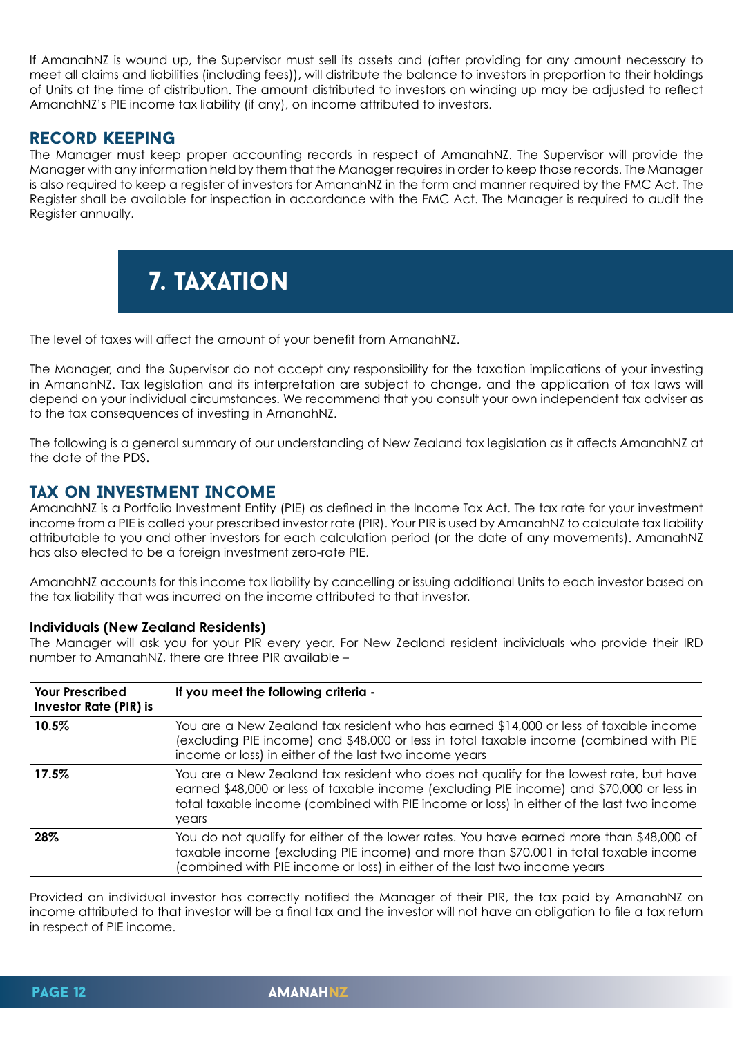If AmanahNZ is wound up, the Supervisor must sell its assets and (after providing for any amount necessary to meet all claims and liabilities (including fees)), will distribute the balance to investors in proportion to their holdings of Units at the time of distribution. The amount distributed to investors on winding up may be adjusted to reflect AmanahNZ's PIE income tax liability (if any), on income attributed to investors.

## RECORD KEEPING

The Manager must keep proper accounting records in respect of AmanahNZ. The Supervisor will provide the Manager with any information held by them that the Manager requires in order to keep those records. The Manager is also required to keep a register of investors for AmanahNZ in the form and manner required by the FMC Act. The Register shall be available for inspection in accordance with the FMC Act. The Manager is required to audit the Register annually.

# 7. TAXATION

The level of taxes will affect the amount of your benefit from AmanahNZ.

The Manager, and the Supervisor do not accept any responsibility for the taxation implications of your investing in AmanahNZ. Tax legislation and its interpretation are subject to change, and the application of tax laws will depend on your individual circumstances. We recommend that you consult your own independent tax adviser as to the tax consequences of investing in AmanahNZ.

The following is a general summary of our understanding of New Zealand tax legislation as it affects AmanahNZ at the date of the PDS.

## TAX ON INVESTMENT INCOME

AmanahNZ is a Portfolio Investment Entity (PIE) as defined in the Income Tax Act. The tax rate for your investment income from a PIE is called your prescribed investor rate (PIR). Your PIR is used by AmanahNZ to calculate tax liability attributable to you and other investors for each calculation period (or the date of any movements). AmanahNZ has also elected to be a foreign investment zero-rate PIE.

AmanahNZ accounts for this income tax liability by cancelling or issuing additional Units to each investor based on the tax liability that was incurred on the income attributed to that investor.

### Individuals (New Zealand Residents)

The Manager will ask you for your PIR every year. For New Zealand resident individuals who provide their IRD number to AmanahNZ, there are three PIR available –

| Your Prescribed Investor Rate (PIR) is | If you meet the following criteria - |
|---|---|
| **10.5%** | You are a New Zealand tax resident who has earned $14,000 or less of taxable income (excluding PIE income) and $48,000 or less in total taxable income (combined with PIE income or loss) in either of the last two income years |
| **17.5%** | You are a New Zealand tax resident who does not qualify for the lowest rate, but have earned $48,000 or less of taxable income (excluding PIE income) and $70,000 or less in total taxable income (combined with PIE income or loss) in either of the last two income years |
| **28%** | You do not qualify for either of the lower rates. You have earned more than $48,000 of taxable income (excluding PIE income) and more than $70,001 in total taxable income (combined with PIE income or loss) in either of the last two income years |

Provided an individual investor has correctly notified the Manager of their PIR, the tax paid by AmanahNZ on income attributed to that investor will be a final tax and the investor will not have an obligation to file a tax return in respect of PIE income.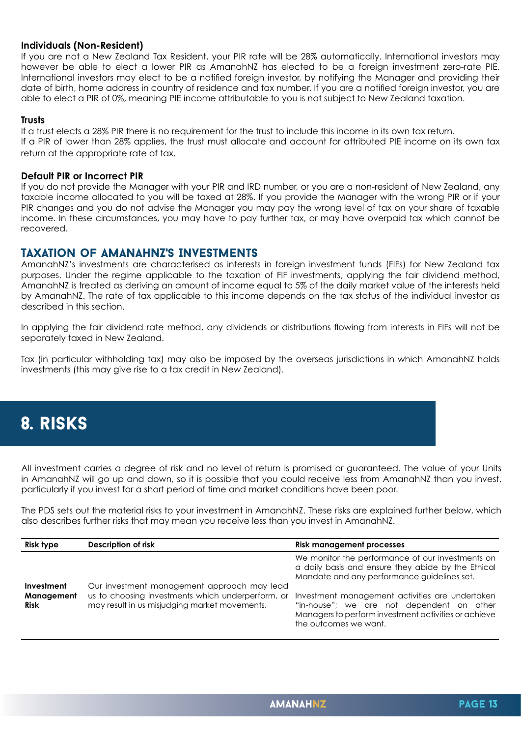**Individuals (Non-Resident)**

If you are not a New Zealand Tax Resident, your PIR rate will be 28% automatically. International investors may however be able to elect a lower PIR as AmanahNZ has elected to be a foreign investment zero-rate PIE. International investors may elect to be a notified foreign investor, by notifying the Manager and providing their date of birth, home address in country of residence and tax number. If you are a notified foreign investor, you are able to elect a PIR of 0%, meaning PIE income attributable to you is not subject to New Zealand taxation.

**Trusts**

If a trust elects a 28% PIR there is no requirement for the trust to include this income in its own tax return.

If a PIR of lower than 28% applies, the trust must allocate and account for attributed PIE income on its own tax return at the appropriate rate of tax.

**Default PIR or Incorrect PIR**

If you do not provide the Manager with your PIR and IRD number, or you are a non-resident of New Zealand, any taxable income allocated to you will be taxed at 28%. If you provide the Manager with the wrong PIR or if your PIR changes and you do not advise the Manager you may pay the wrong level of tax on your share of taxable income. In these circumstances, you may have to pay further tax, or may have overpaid tax which cannot be recovered.

## TAXATION OF AMANAHNZ'S INVESTMENTS

AmanahNZ's investments are characterised as interests in foreign investment funds (FIFs) for New Zealand tax purposes. Under the regime applicable to the taxation of FIF investments, applying the fair dividend method, AmanahNZ is treated as deriving an amount of income equal to 5% of the daily market value of the interests held by AmanahNZ. The rate of tax applicable to this income depends on the tax status of the individual investor as described in this section.

In applying the fair dividend rate method, any dividends or distributions flowing from interests in FIFs will not be separately taxed in New Zealand.

Tax (in particular withholding tax) may also be imposed by the overseas jurisdictions in which AmanahNZ holds investments (this may give rise to a tax credit in New Zealand).

# 8. RISKS

All investment carries a degree of risk and no level of return is promised or guaranteed. The value of your Units in AmanahNZ will go up and down, so it is possible that you could receive less from AmanahNZ than you invest, particularly if you invest for a short period of time and market conditions have been poor.

The PDS sets out the material risks to your investment in AmanahNZ. These risks are explained further below, which also describes further risks that may mean you receive less than you invest in AmanahNZ.

| Risk type | Description of risk | Risk management processes |
|---|---|---|
| **Investment Management Risk** | Our investment management approach may lead us to choosing investments which underperform, or may result in us misjudging market movements. | We monitor the performance of our investments on a daily basis and ensure they abide by the Ethical Mandate and any performance guidelines set.<br><br>Investment management activities are undertaken "in-house"; we are not dependent on other Managers to perform investment activities or achieve the outcomes we want. |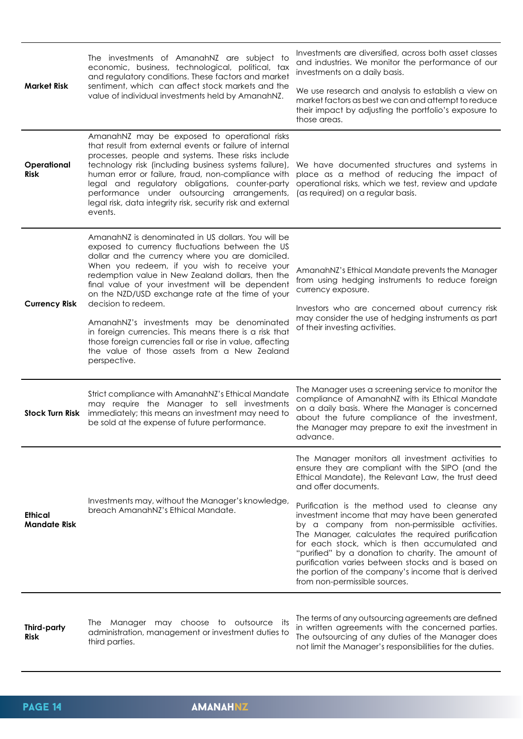| | | |
|---|---|---|
| **Market Risk** | The investments of AmanahNZ are subject to economic, business, technological, political, tax and regulatory conditions. These factors and market sentiment, which can affect stock markets and the value of individual investments held by AmanahNZ. | Investments are diversified, across both asset classes and industries. We monitor the performance of our investments on a daily basis.<br><br>We use research and analysis to establish a view on market factors as best we can and attempt to reduce their impact by adjusting the portfolio's exposure to those areas. |
| **Operational Risk** | AmanahNZ may be exposed to operational risks that result from external events or failure of internal processes, people and systems. These risks include technology risk (including business systems failure), human error or failure, fraud, non-compliance with legal and regulatory obligations, counter-party performance under outsourcing arrangements, legal risk, data integrity risk, security risk and external events. | We have documented structures and systems in place as a method of reducing the impact of operational risks, which we test, review and update (as required) on a regular basis. |
| **Currency Risk** | AmanahNZ is denominated in US dollars. You will be exposed to currency fluctuations between the US dollar and the currency where you are domiciled. When you redeem, if you wish to receive your redemption value in New Zealand dollars, then the final value of your investment will be dependent on the NZD/USD exchange rate at the time of your decision to redeem.<br><br>AmanahNZ's investments may be denominated in foreign currencies. This means there is a risk that those foreign currencies fall or rise in value, affecting the value of those assets from a New Zealand perspective. | AmanahNZ's Ethical Mandate prevents the Manager from using hedging instruments to reduce foreign currency exposure.<br><br>Investors who are concerned about currency risk may consider the use of hedging instruments as part of their investing activities. |
| **Stock Turn Risk** | Strict compliance with AmanahNZ's Ethical Mandate may require the Manager to sell investments immediately; this means an investment may need to be sold at the expense of future performance. | The Manager uses a screening service to monitor the compliance of AmanahNZ with its Ethical Mandate on a daily basis. Where the Manager is concerned about the future compliance of the investment, the Manager may prepare to exit the investment in advance. |
| **Ethical Mandate Risk** | Investments may, without the Manager's knowledge, breach AmanahNZ's Ethical Mandate. | The Manager monitors all investment activities to ensure they are compliant with the SIPO (and the Ethical Mandate), the Relevant Law, the trust deed and offer documents.<br><br>Purification is the method used to cleanse any investment income that may have been generated by a company from non-permissible activities. The Manager, calculates the required purification for each stock, which is then accumulated and "purified" by a donation to charity. The amount of purification varies between stocks and is based on the portion of the company's income that is derived from non-permissible sources. |
| **Third-party Risk** | The Manager may choose to outsource its administration, management or investment duties to third parties. | The terms of any outsourcing agreements are defined in written agreements with the concerned parties. The outsourcing of any duties of the Manager does not limit the Manager's responsibilities for the duties. |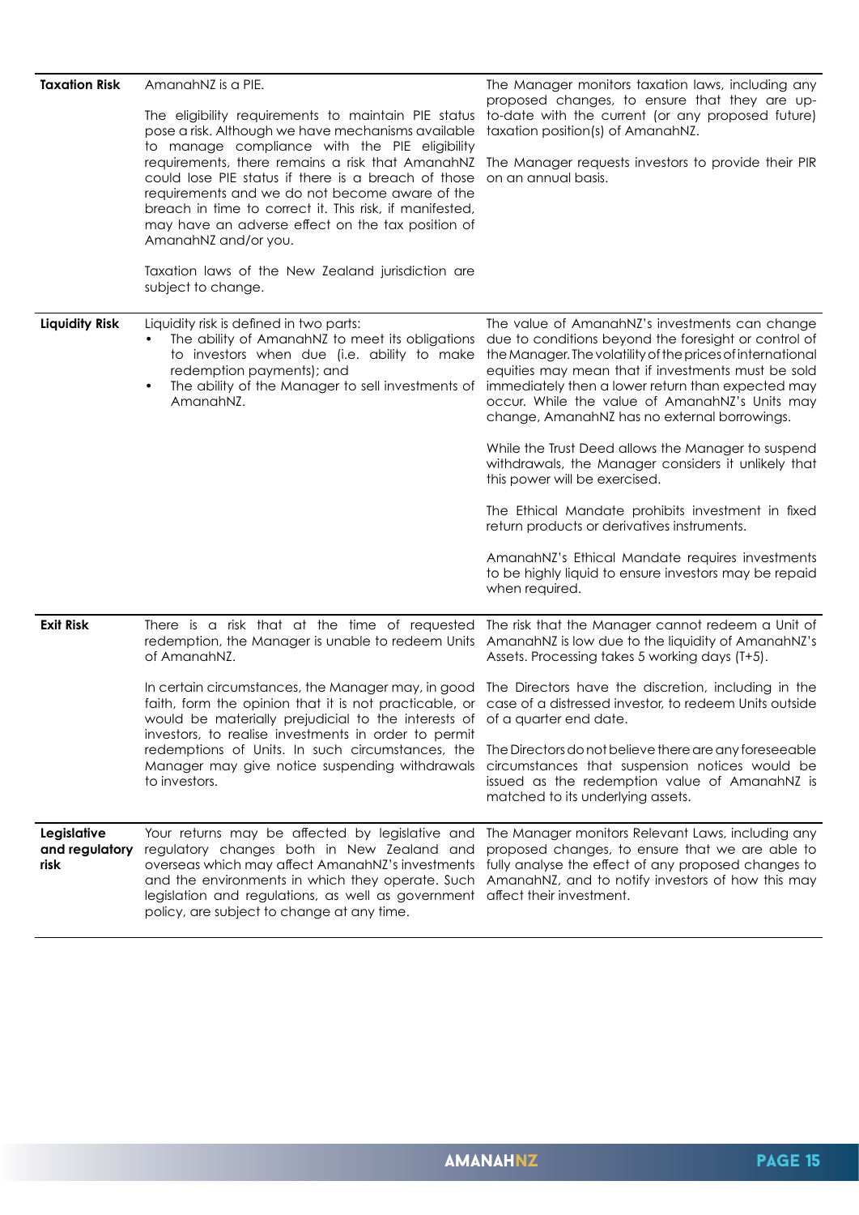| | | |
|---|---|---|
| **Taxation Risk** | AmanahNZ is a PIE.<br><br>The eligibility requirements to maintain PIE status pose a risk. Although we have mechanisms available to manage compliance with the PIE eligibility requirements, there remains a risk that AmanahNZ could lose PIE status if there is a breach of those requirements and we do not become aware of the breach in time to correct it. This risk, if manifested, may have an adverse effect on the tax position of AmanahNZ and/or you.<br><br>Taxation laws of the New Zealand jurisdiction are subject to change. | The Manager monitors taxation laws, including any proposed changes, to ensure that they are up-to-date with the current (or any proposed future) taxation position(s) of AmanahNZ.<br><br>The Manager requests investors to provide their PIR on an annual basis. |
| **Liquidity Risk** | Liquidity risk is defined in two parts:<br>• The ability of AmanahNZ to meet its obligations to investors when due (i.e. ability to make redemption payments); and<br>• The ability of the Manager to sell investments of AmanahNZ. | The value of AmanahNZ's investments can change due to conditions beyond the foresight or control of the Manager. The volatility of the prices of international equities may mean that if investments must be sold immediately then a lower return than expected may occur. While the value of AmanahNZ's Units may change, AmanahNZ has no external borrowings.<br><br>While the Trust Deed allows the Manager to suspend withdrawals, the Manager considers it unlikely that this power will be exercised.<br><br>The Ethical Mandate prohibits investment in fixed return products or derivatives instruments.<br><br>AmanahNZ's Ethical Mandate requires investments to be highly liquid to ensure investors may be repaid when required. |
| **Exit Risk** | There is a risk that at the time of requested redemption, the Manager is unable to redeem Units of AmanahNZ.<br><br>In certain circumstances, the Manager may, in good faith, form the opinion that it is not practicable, or would be materially prejudicial to the interests of investors, to realise investments in order to permit redemptions of Units. In such circumstances, the Manager may give notice suspending withdrawals to investors. | The risk that the Manager cannot redeem a Unit of AmanahNZ is low due to the liquidity of AmanahNZ's Assets. Processing takes 5 working days (T+5).<br><br>The Directors have the discretion, including in the case of a distressed investor, to redeem Units outside of a quarter end date.<br><br>The Directors do not believe there are any foreseeable circumstances that suspension notices would be issued as the redemption value of AmanahNZ is matched to its underlying assets. |
| **Legislative and regulatory risk** | Your returns may be affected by legislative and regulatory changes both in New Zealand and overseas which may affect AmanahNZ's investments and the environments in which they operate. Such legislation and regulations, as well as government policy, are subject to change at any time. | The Manager monitors Relevant Laws, including any proposed changes, to ensure that we are able to fully analyse the effect of any proposed changes to AmanahNZ, and to notify investors of how this may affect their investment. |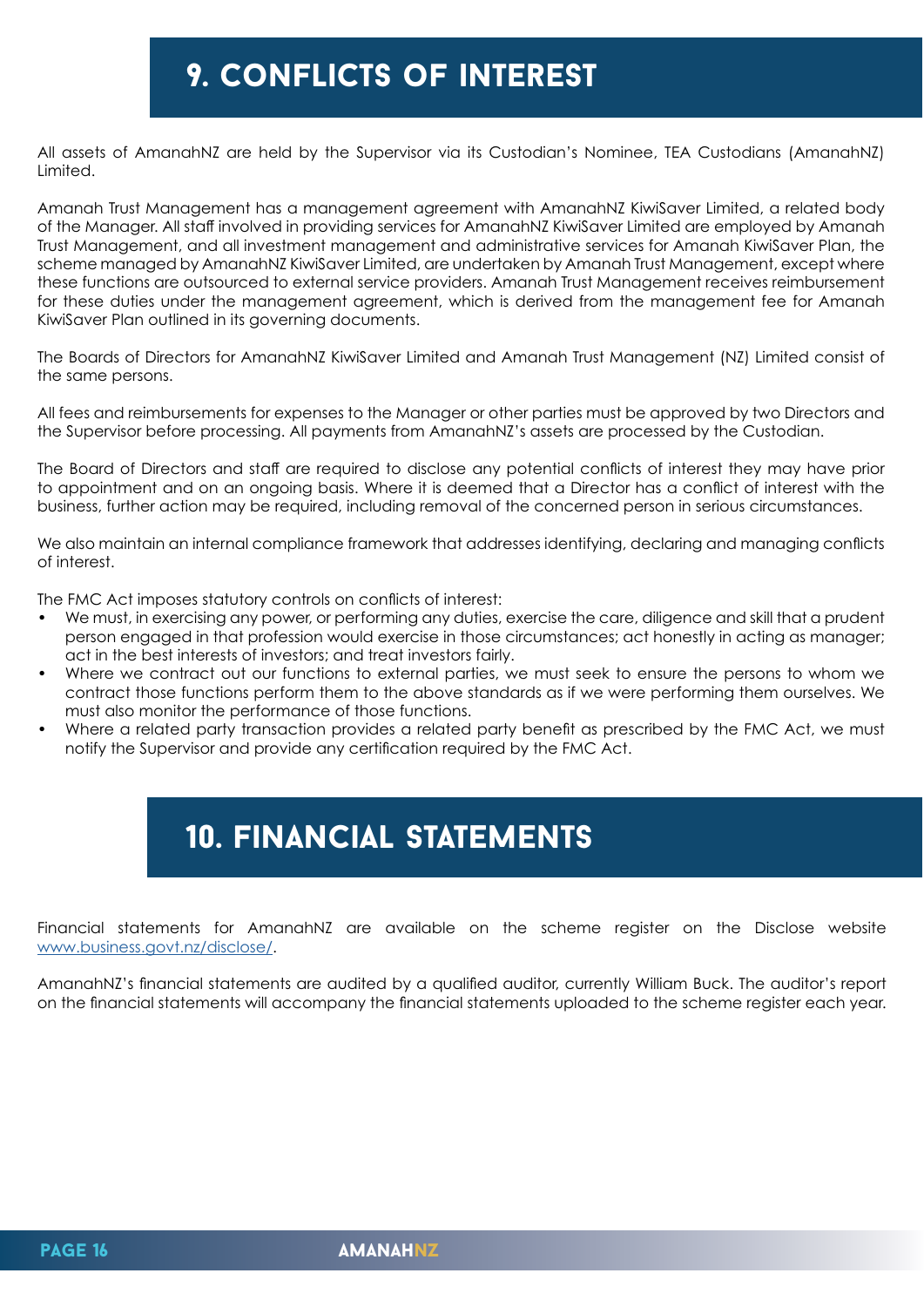# 9. CONFLICTS OF INTEREST

All assets of AmanahNZ are held by the Supervisor via its Custodian's Nominee, TEA Custodians (AmanahNZ) Limited.

Amanah Trust Management has a management agreement with AmanahNZ KiwiSaver Limited, a related body of the Manager. All staff involved in providing services for AmanahNZ KiwiSaver Limited are employed by Amanah Trust Management, and all investment management and administrative services for Amanah KiwiSaver Plan, the scheme managed by AmanahNZ KiwiSaver Limited, are undertaken by Amanah Trust Management, except where these functions are outsourced to external service providers. Amanah Trust Management receives reimbursement for these duties under the management agreement, which is derived from the management fee for Amanah KiwiSaver Plan outlined in its governing documents.

The Boards of Directors for AmanahNZ KiwiSaver Limited and Amanah Trust Management (NZ) Limited consist of the same persons.

All fees and reimbursements for expenses to the Manager or other parties must be approved by two Directors and the Supervisor before processing. All payments from AmanahNZ's assets are processed by the Custodian.

The Board of Directors and staff are required to disclose any potential conflicts of interest they may have prior to appointment and on an ongoing basis. Where it is deemed that a Director has a conflict of interest with the business, further action may be required, including removal of the concerned person in serious circumstances.

We also maintain an internal compliance framework that addresses identifying, declaring and managing conflicts of interest.

The FMC Act imposes statutory controls on conflicts of interest:

- We must, in exercising any power, or performing any duties, exercise the care, diligence and skill that a prudent person engaged in that profession would exercise in those circumstances; act honestly in acting as manager; act in the best interests of investors; and treat investors fairly.
- Where we contract out our functions to external parties, we must seek to ensure the persons to whom we contract those functions perform them to the above standards as if we were performing them ourselves. We must also monitor the performance of those functions.
- Where a related party transaction provides a related party benefit as prescribed by the FMC Act, we must notify the Supervisor and provide any certification required by the FMC Act.

# 10. FINANCIAL STATEMENTS

Financial statements for AmanahNZ are available on the scheme register on the Disclose website [www.business.govt.nz/disclose/](www.business.govt.nz/disclose/).

AmanahNZ's financial statements are audited by a qualified auditor, currently William Buck. The auditor's report on the financial statements will accompany the financial statements uploaded to the scheme register each year.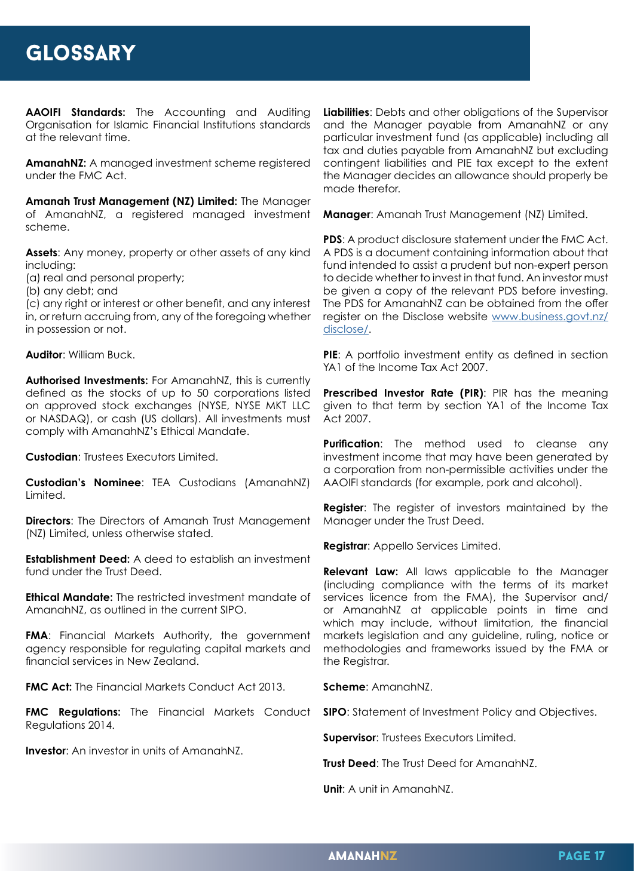# GLOSSARY

**AAOIFI Standards:** The Accounting and Auditing Organisation for Islamic Financial Institutions standards at the relevant time.

**AmanahNZ:** A managed investment scheme registered under the FMC Act.

**Amanah Trust Management (NZ) Limited:** The Manager of AmanahNZ, a registered managed investment scheme.

**Assets**: Any money, property or other assets of any kind including:
(a) real and personal property;
(b) any debt; and
(c) any right or interest or other benefit, and any interest in, or return accruing from, any of the foregoing whether in possession or not.

**Auditor**: William Buck.

**Authorised Investments:** For AmanahNZ, this is currently defined as the stocks of up to 50 corporations listed on approved stock exchanges (NYSE, NYSE MKT LLC or NASDAQ), or cash (US dollars). All investments must comply with AmanahNZ's Ethical Mandate.

**Custodian**: Trustees Executors Limited.

**Custodian's Nominee**: TEA Custodians (AmanahNZ) Limited.

**Directors**: The Directors of Amanah Trust Management (NZ) Limited, unless otherwise stated.

**Establishment Deed:** A deed to establish an investment fund under the Trust Deed.

**Ethical Mandate:** The restricted investment mandate of AmanahNZ, as outlined in the current SIPO.

**FMA**: Financial Markets Authority, the government agency responsible for regulating capital markets and financial services in New Zealand.

**FMC Act:** The Financial Markets Conduct Act 2013.

**FMC Regulations:** The Financial Markets Conduct Regulations 2014.

**Investor**: An investor in units of AmanahNZ.

**Liabilities**: Debts and other obligations of the Supervisor and the Manager payable from AmanahNZ or any particular investment fund (as applicable) including all tax and duties payable from AmanahNZ but excluding contingent liabilities and PIE tax except to the extent the Manager decides an allowance should properly be made therefor.

**Manager**: Amanah Trust Management (NZ) Limited.

**PDS**: A product disclosure statement under the FMC Act. A PDS is a document containing information about that fund intended to assist a prudent but non-expert person to decide whether to invest in that fund. An investor must be given a copy of the relevant PDS before investing. The PDS for AmanahNZ can be obtained from the offer register on the Disclose website www.business.govt.nz/disclose/.

**PIE**: A portfolio investment entity as defined in section YA1 of the Income Tax Act 2007.

**Prescribed Investor Rate (PIR)**: PIR has the meaning given to that term by section YA1 of the Income Tax Act 2007.

**Purification**: The method used to cleanse any investment income that may have been generated by a corporation from non-permissible activities under the AAOIFI standards (for example, pork and alcohol).

**Register**: The register of investors maintained by the Manager under the Trust Deed.

**Registrar**: Appello Services Limited.

**Relevant Law:** All laws applicable to the Manager (including compliance with the terms of its market services licence from the FMA), the Supervisor and/or AmanahNZ at applicable points in time and which may include, without limitation, the financial markets legislation and any guideline, ruling, notice or methodologies and frameworks issued by the FMA or the Registrar.

**Scheme**: AmanahNZ.

**SIPO**: Statement of Investment Policy and Objectives.

**Supervisor**: Trustees Executors Limited.

**Trust Deed**: The Trust Deed for AmanahNZ.

**Unit**: A unit in AmanahNZ.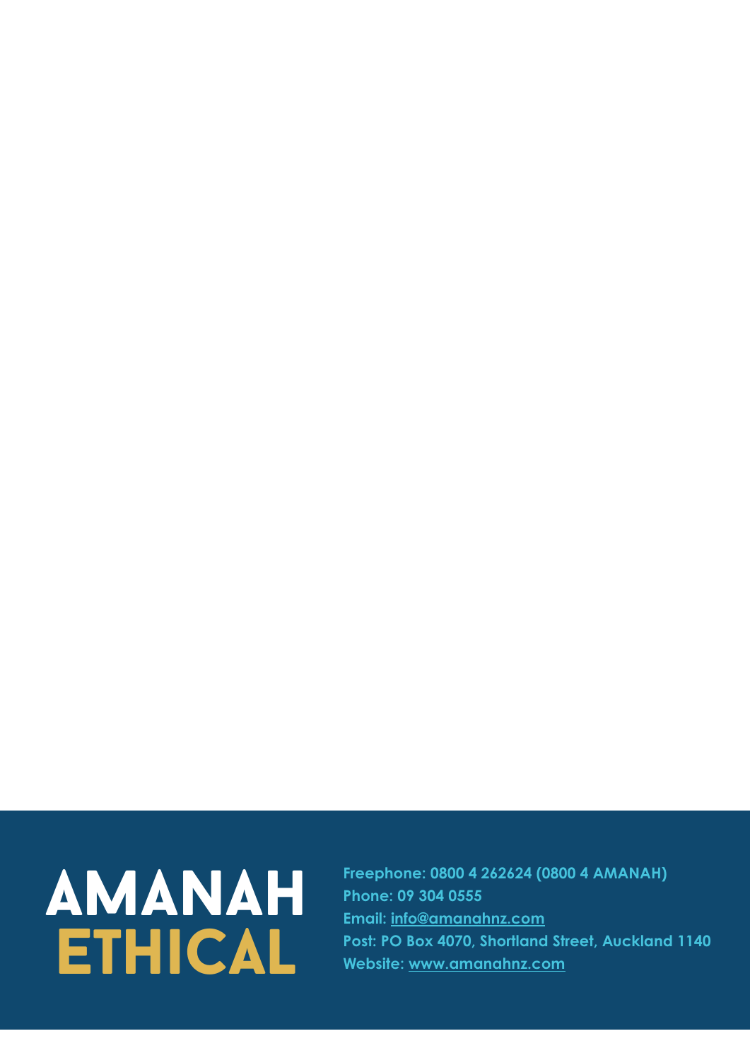AMANAH
ETHICAL

**Freephone: 0800 4 262624 (0800 4 AMANAH)**
**Phone: 09 304 0555**
**Email: info@amanahnz.com**
**Post: PO Box 4070, Shortland Street, Auckland 1140**
**Website: www.amanahnz.com**